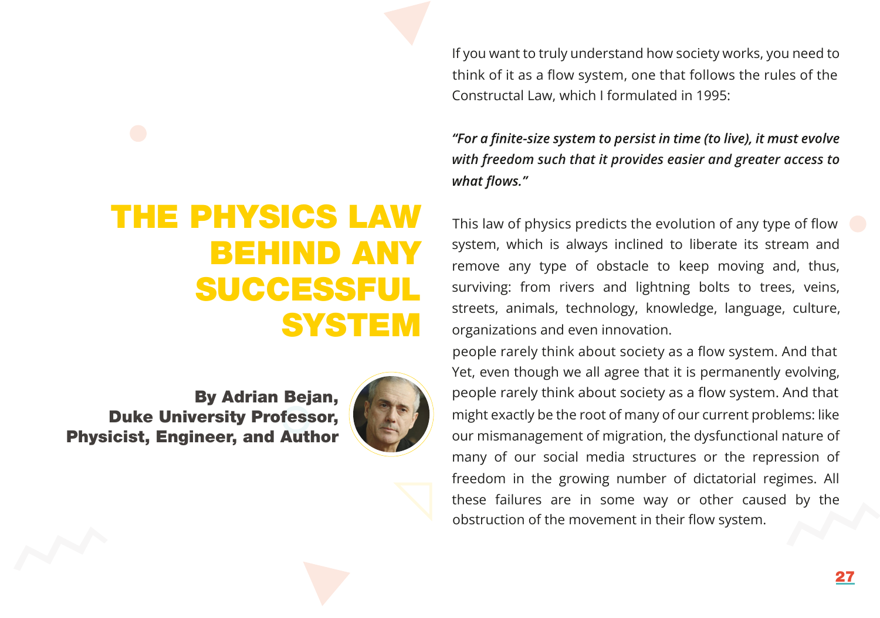# THE PHYSICS LAW BEHIND ANY SUCCESSFUL SYSTEM

**By Adrian Bejan, Duke University Professor, Physicist, Engineer, and Author**

If you want to truly understand how society works, you need to think of it as a flow system, one that follows the rules of the Constructal Law, which I formulated in 1995:

***"For a finite-size system to persist in time (to live), it must evolve with freedom such that it provides easier and greater access to what flows."***

This law of physics predicts the evolution of any type of flow system, which is always inclined to liberate its stream and remove any type of obstacle to keep moving and, thus, surviving: from rivers and lightning bolts to trees, veins, streets, animals, technology, knowledge, language, culture, organizations and even innovation.

people rarely think about society as a flow system. And that Yet, even though we all agree that it is permanently evolving, people rarely think about society as a flow system. And that might exactly be the root of many of our current problems: like our mismanagement of migration, the dysfunctional nature of many of our social media structures or the repression of freedom in the growing number of dictatorial regimes. All these failures are in some way or other caused by the obstruction of the movement in their flow system.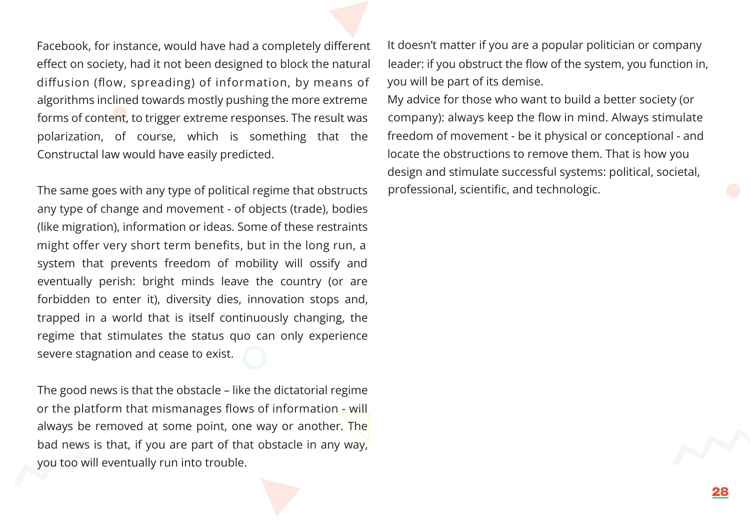Facebook, for instance, would have had a completely different effect on society, had it not been designed to block the natural diffusion (flow, spreading) of information, by means of algorithms inclined towards mostly pushing the more extreme forms of content, to trigger extreme responses. The result was polarization, of course, which is something that the Constructal law would have easily predicted.

The same goes with any type of political regime that obstructs any type of change and movement - of objects (trade), bodies (like migration), information or ideas. Some of these restraints might offer very short term benefits, but in the long run, a system that prevents freedom of mobility will ossify and eventually perish: bright minds leave the country (or are forbidden to enter it), diversity dies, innovation stops and, trapped in a world that is itself continuously changing, the regime that stimulates the status quo can only experience severe stagnation and cease to exist.

The good news is that the obstacle – like the dictatorial regime or the platform that mismanages flows of information - will always be removed at some point, one way or another. The bad news is that, if you are part of that obstacle in any way, you too will eventually run into trouble.

It doesn't matter if you are a popular politician or company leader: if you obstruct the flow of the system, you function in, you will be part of its demise.

My advice for those who want to build a better society (or company): always keep the flow in mind. Always stimulate freedom of movement - be it physical or conceptional - and locate the obstructions to remove them. That is how you design and stimulate successful systems: political, societal, professional, scientific, and technologic.